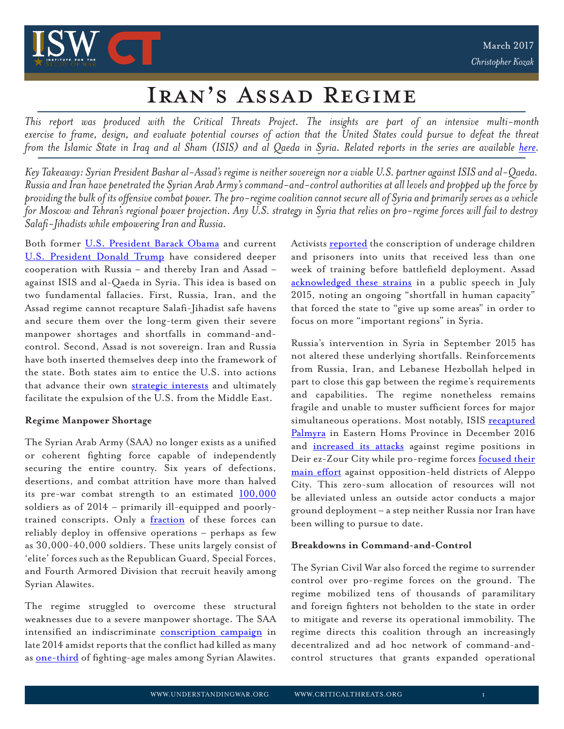March 2017
*Christopher Kozak*

# Iran's Assad Regime

*This report was produced with the Critical Threats Project. The insights are part of an intensive multi-month exercise to frame, design, and evaluate potential courses of action that the United States could pursue to defeat the threat from the Islamic State in Iraq and al Sham (ISIS) and al Qaeda in Syria. Related reports in the series are available here.*

*Key Takeaway: Syrian President Bashar al-Assad's regime is neither sovereign nor a viable U.S. partner against ISIS and al-Qaeda. Russia and Iran have penetrated the Syrian Arab Army's command-and-control authorities at all levels and propped up the force by providing the bulk of its offensive combat power. The pro-regime coalition cannot secure all of Syria and primarily serves as a vehicle for Moscow and Tehran's regional power projection. Any U.S. strategy in Syria that relies on pro-regime forces will fail to destroy Salafi-Jihadists while empowering Iran and Russia.*

Both former U.S. President Barack Obama and current U.S. President Donald Trump have considered deeper cooperation with Russia – and thereby Iran and Assad – against ISIS and al-Qaeda in Syria. This idea is based on two fundamental fallacies. First, Russia, Iran, and the Assad regime cannot recapture Salafi-Jihadist safe havens and secure them over the long-term given their severe manpower shortages and shortfalls in command-and-control. Second, Assad is not sovereign. Iran and Russia have both inserted themselves deep into the framework of the state. Both states aim to entice the U.S. into actions that advance their own strategic interests and ultimately facilitate the expulsion of the U.S. from the Middle East.

**Regime Manpower Shortage**

The Syrian Arab Army (SAA) no longer exists as a unified or coherent fighting force capable of independently securing the entire country. Six years of defections, desertions, and combat attrition have more than halved its pre-war combat strength to an estimated 100,000 soldiers as of 2014 – primarily ill-equipped and poorly-trained conscripts. Only a fraction of these forces can reliably deploy in offensive operations – perhaps as few as 30,000-40,000 soldiers. These units largely consist of 'elite' forces such as the Republican Guard, Special Forces, and Fourth Armored Division that recruit heavily among Syrian Alawites.

The regime struggled to overcome these structural weaknesses due to a severe manpower shortage. The SAA intensified an indiscriminate conscription campaign in late 2014 amidst reports that the conflict had killed as many as one-third of fighting-age males among Syrian Alawites. Activists reported the conscription of underage children and prisoners into units that received less than one week of training before battlefield deployment. Assad acknowledged these strains in a public speech in July 2015, noting an ongoing "shortfall in human capacity" that forced the state to "give up some areas" in order to focus on more "important regions" in Syria.

Russia's intervention in Syria in September 2015 has not altered these underlying shortfalls. Reinforcements from Russia, Iran, and Lebanese Hezbollah helped in part to close this gap between the regime's requirements and capabilities. The regime nonetheless remains fragile and unable to muster sufficient forces for major simultaneous operations. Most notably, ISIS recaptured Palmyra in Eastern Homs Province in December 2016 and increased its attacks against regime positions in Deir ez-Zour City while pro-regime forces focused their main effort against opposition-held districts of Aleppo City. This zero-sum allocation of resources will not be alleviated unless an outside actor conducts a major ground deployment – a step neither Russia nor Iran have been willing to pursue to date.

**Breakdowns in Command-and-Control**

The Syrian Civil War also forced the regime to surrender control over pro-regime forces on the ground. The regime mobilized tens of thousands of paramilitary and foreign fighters not beholden to the state in order to mitigate and reverse its operational immobility. The regime directs this coalition through an increasingly decentralized and ad hoc network of command-and-control structures that grants expanded operational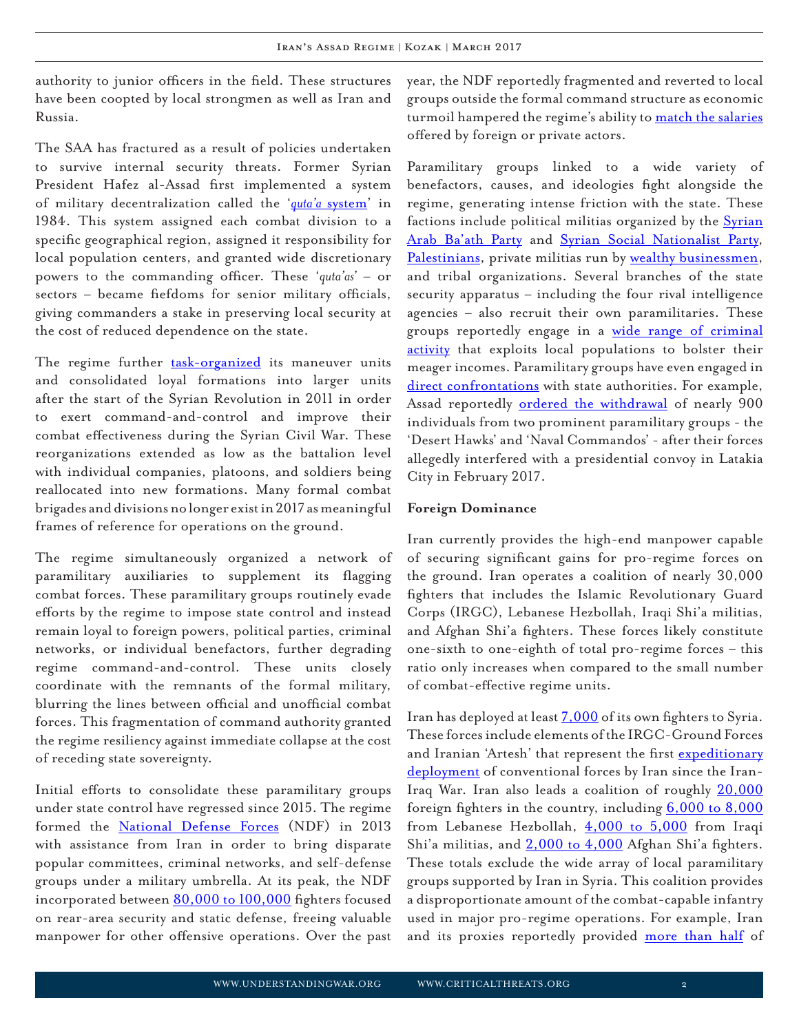authority to junior officers in the field. These structures have been coopted by local strongmen as well as Iran and Russia.

The SAA has fractured as a result of policies undertaken to survive internal security threats. Former Syrian President Hafez al-Assad first implemented a system of military decentralization called the '*quta'a* system' in 1984. This system assigned each combat division to a specific geographical region, assigned it responsibility for local population centers, and granted wide discretionary powers to the commanding officer. These '*quta'as*' – or sectors – became fiefdoms for senior military officials, giving commanders a stake in preserving local security at the cost of reduced dependence on the state.

The regime further task-organized its maneuver units and consolidated loyal formations into larger units after the start of the Syrian Revolution in 2011 in order to exert command-and-control and improve their combat effectiveness during the Syrian Civil War. These reorganizations extended as low as the battalion level with individual companies, platoons, and soldiers being reallocated into new formations. Many formal combat brigades and divisions no longer exist in 2017 as meaningful frames of reference for operations on the ground.

The regime simultaneously organized a network of paramilitary auxiliaries to supplement its flagging combat forces. These paramilitary groups routinely evade efforts by the regime to impose state control and instead remain loyal to foreign powers, political parties, criminal networks, or individual benefactors, further degrading regime command-and-control. These units closely coordinate with the remnants of the formal military, blurring the lines between official and unofficial combat forces. This fragmentation of command authority granted the regime resiliency against immediate collapse at the cost of receding state sovereignty.

Initial efforts to consolidate these paramilitary groups under state control have regressed since 2015. The regime formed the National Defense Forces (NDF) in 2013 with assistance from Iran in order to bring disparate popular committees, criminal networks, and self-defense groups under a military umbrella. At its peak, the NDF incorporated between 80,000 to 100,000 fighters focused on rear-area security and static defense, freeing valuable manpower for other offensive operations. Over the past year, the NDF reportedly fragmented and reverted to local groups outside the formal command structure as economic turmoil hampered the regime's ability to match the salaries offered by foreign or private actors.

Paramilitary groups linked to a wide variety of benefactors, causes, and ideologies fight alongside the regime, generating intense friction with the state. These factions include political militias organized by the Syrian Arab Ba'ath Party and Syrian Social Nationalist Party, Palestinians, private militias run by wealthy businessmen, and tribal organizations. Several branches of the state security apparatus – including the four rival intelligence agencies – also recruit their own paramilitaries. These groups reportedly engage in a wide range of criminal activity that exploits local populations to bolster their meager incomes. Paramilitary groups have even engaged in direct confrontations with state authorities. For example, Assad reportedly ordered the withdrawal of nearly 900 individuals from two prominent paramilitary groups - the 'Desert Hawks' and 'Naval Commandos' - after their forces allegedly interfered with a presidential convoy in Latakia City in February 2017.

**Foreign Dominance**

Iran currently provides the high-end manpower capable of securing significant gains for pro-regime forces on the ground. Iran operates a coalition of nearly 30,000 fighters that includes the Islamic Revolutionary Guard Corps (IRGC), Lebanese Hezbollah, Iraqi Shi'a militias, and Afghan Shi'a fighters. These forces likely constitute one-sixth to one-eighth of total pro-regime forces – this ratio only increases when compared to the small number of combat-effective regime units.

Iran has deployed at least 7,000 of its own fighters to Syria. These forces include elements of the IRGC-Ground Forces and Iranian 'Artesh' that represent the first expeditionary deployment of conventional forces by Iran since the Iran-Iraq War. Iran also leads a coalition of roughly 20,000 foreign fighters in the country, including 6,000 to 8,000 from Lebanese Hezbollah, 4,000 to 5,000 from Iraqi Shi'a militias, and 2,000 to 4,000 Afghan Shi'a fighters. These totals exclude the wide array of local paramilitary groups supported by Iran in Syria. This coalition provides a disproportionate amount of the combat-capable infantry used in major pro-regime operations. For example, Iran and its proxies reportedly provided more than half of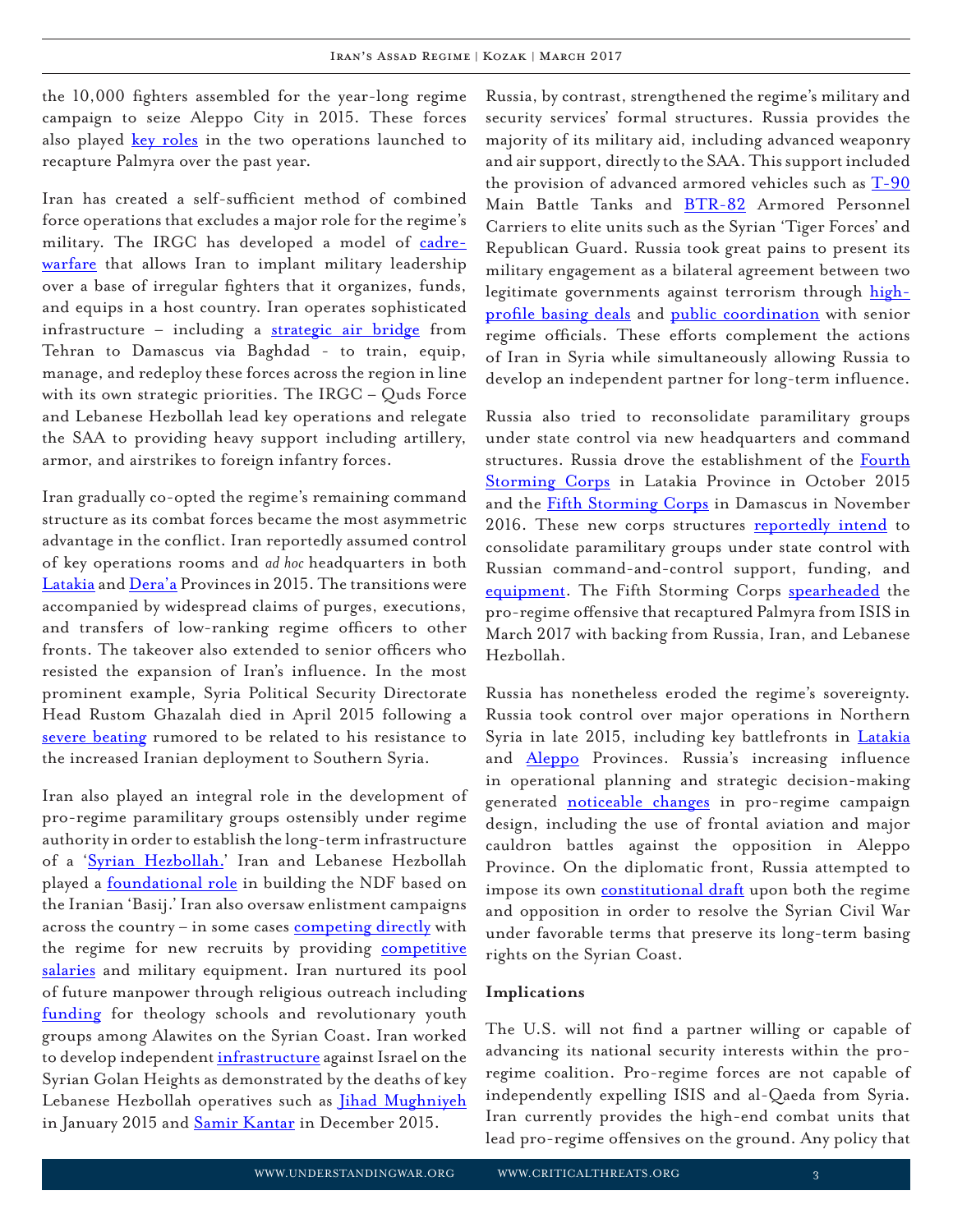the 10,000 fighters assembled for the year-long regime campaign to seize Aleppo City in 2015. These forces also played key roles in the two operations launched to recapture Palmyra over the past year.

Iran has created a self-sufficient method of combined force operations that excludes a major role for the regime's military. The IRGC has developed a model of cadre-warfare that allows Iran to implant military leadership over a base of irregular fighters that it organizes, funds, and equips in a host country. Iran operates sophisticated infrastructure – including a strategic air bridge from Tehran to Damascus via Baghdad - to train, equip, manage, and redeploy these forces across the region in line with its own strategic priorities. The IRGC – Quds Force and Lebanese Hezbollah lead key operations and relegate the SAA to providing heavy support including artillery, armor, and airstrikes to foreign infantry forces.

Iran gradually co-opted the regime's remaining command structure as its combat forces became the most asymmetric advantage in the conflict. Iran reportedly assumed control of key operations rooms and *ad hoc* headquarters in both Latakia and Dera'a Provinces in 2015. The transitions were accompanied by widespread claims of purges, executions, and transfers of low-ranking regime officers to other fronts. The takeover also extended to senior officers who resisted the expansion of Iran's influence. In the most prominent example, Syria Political Security Directorate Head Rustom Ghazalah died in April 2015 following a severe beating rumored to be related to his resistance to the increased Iranian deployment to Southern Syria.

Iran also played an integral role in the development of pro-regime paramilitary groups ostensibly under regime authority in order to establish the long-term infrastructure of a 'Syrian Hezbollah.' Iran and Lebanese Hezbollah played a foundational role in building the NDF based on the Iranian 'Basij.' Iran also oversaw enlistment campaigns across the country – in some cases competing directly with the regime for new recruits by providing competitive salaries and military equipment. Iran nurtured its pool of future manpower through religious outreach including funding for theology schools and revolutionary youth groups among Alawites on the Syrian Coast. Iran worked to develop independent infrastructure against Israel on the Syrian Golan Heights as demonstrated by the deaths of key Lebanese Hezbollah operatives such as Jihad Mughniyeh in January 2015 and Samir Kantar in December 2015.

Russia, by contrast, strengthened the regime's military and security services' formal structures. Russia provides the majority of its military aid, including advanced weaponry and air support, directly to the SAA. This support included the provision of advanced armored vehicles such as T-90 Main Battle Tanks and BTR-82 Armored Personnel Carriers to elite units such as the Syrian 'Tiger Forces' and Republican Guard. Russia took great pains to present its military engagement as a bilateral agreement between two legitimate governments against terrorism through high-profile basing deals and public coordination with senior regime officials. These efforts complement the actions of Iran in Syria while simultaneously allowing Russia to develop an independent partner for long-term influence.

Russia also tried to reconsolidate paramilitary groups under state control via new headquarters and command structures. Russia drove the establishment of the Fourth Storming Corps in Latakia Province in October 2015 and the Fifth Storming Corps in Damascus in November 2016. These new corps structures reportedly intend to consolidate paramilitary groups under state control with Russian command-and-control support, funding, and equipment. The Fifth Storming Corps spearheaded the pro-regime offensive that recaptured Palmyra from ISIS in March 2017 with backing from Russia, Iran, and Lebanese Hezbollah.

Russia has nonetheless eroded the regime's sovereignty. Russia took control over major operations in Northern Syria in late 2015, including key battlefronts in Latakia and Aleppo Provinces. Russia's increasing influence in operational planning and strategic decision-making generated noticeable changes in pro-regime campaign design, including the use of frontal aviation and major cauldron battles against the opposition in Aleppo Province. On the diplomatic front, Russia attempted to impose its own constitutional draft upon both the regime and opposition in order to resolve the Syrian Civil War under favorable terms that preserve its long-term basing rights on the Syrian Coast.

**Implications**

The U.S. will not find a partner willing or capable of advancing its national security interests within the pro-regime coalition. Pro-regime forces are not capable of independently expelling ISIS and al-Qaeda from Syria. Iran currently provides the high-end combat units that lead pro-regime offensives on the ground. Any policy that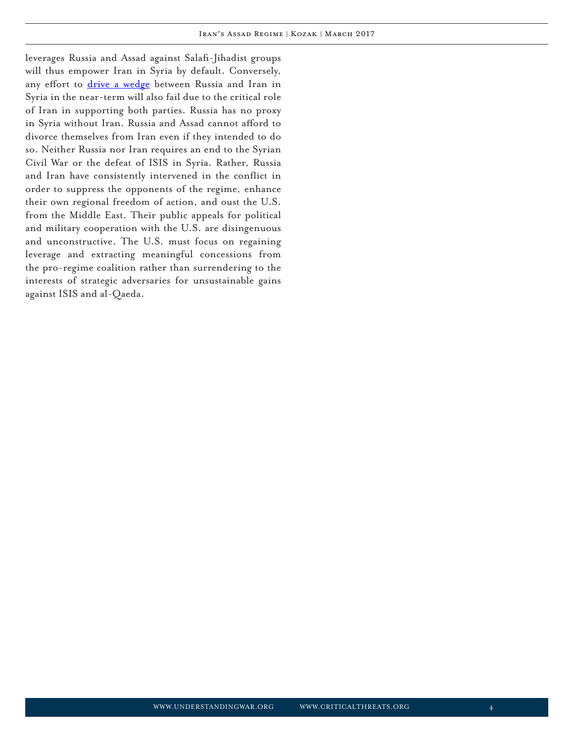leverages Russia and Assad against Salafi-Jihadist groups will thus empower Iran in Syria by default. Conversely, any effort to drive a wedge between Russia and Iran in Syria in the near-term will also fail due to the critical role of Iran in supporting both parties. Russia has no proxy in Syria without Iran. Russia and Assad cannot afford to divorce themselves from Iran even if they intended to do so. Neither Russia nor Iran requires an end to the Syrian Civil War or the defeat of ISIS in Syria. Rather, Russia and Iran have consistently intervened in the conflict in order to suppress the opponents of the regime, enhance their own regional freedom of action, and oust the U.S. from the Middle East. Their public appeals for political and military cooperation with the U.S. are disingenuous and unconstructive. The U.S. must focus on regaining leverage and extracting meaningful concessions from the pro-regime coalition rather than surrendering to the interests of strategic adversaries for unsustainable gains against ISIS and al-Qaeda.